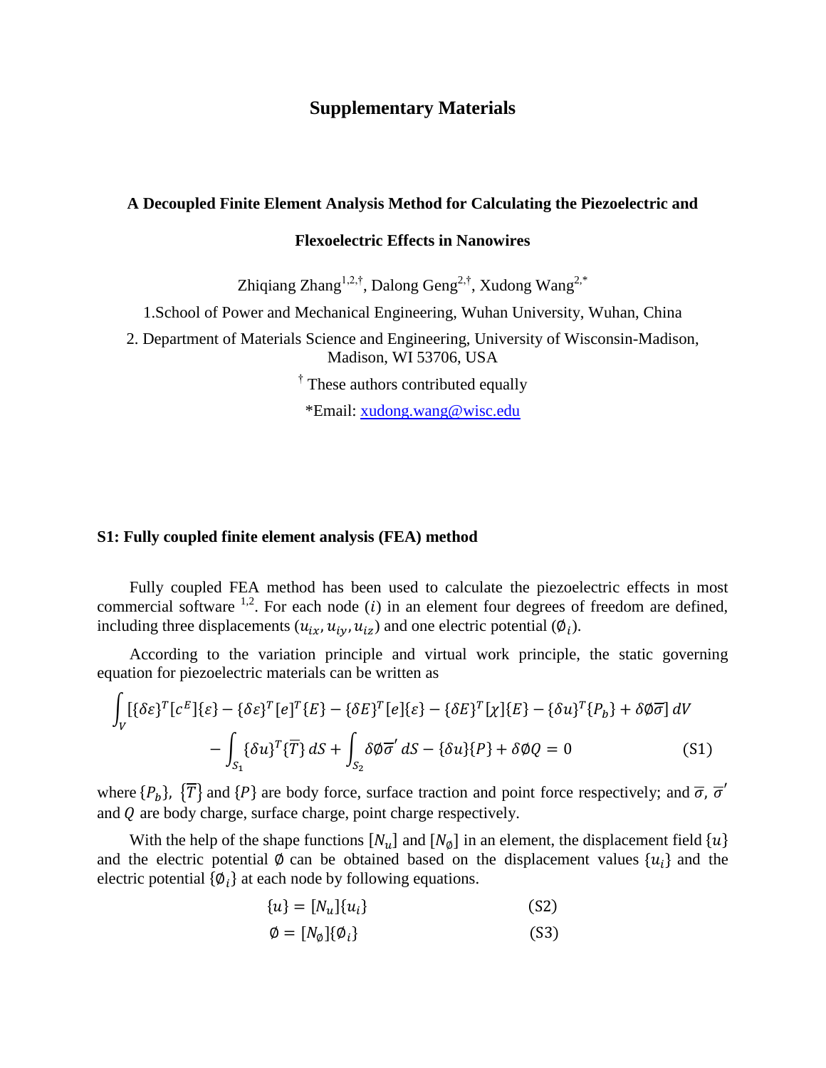# Supplementary Materials

## A Decoupled Finite Element Analysis Method for Calculating the Piezoelectric and Flexoelectric Effects in Nanowires

Zhiqiang Zhang[1,2,†], Dalong Geng[2,†], Xudong Wang[2,*]

1.School of Power and Mechanical Engineering, Wuhan University, Wuhan, China

2. Department of Materials Science and Engineering, University of Wisconsin-Madison, Madison, WI 53706, USA

[†] These authors contributed equally

*Email: xudong.wang@wisc.edu

### S1: Fully coupled finite element analysis (FEA) method

Fully coupled FEA method has been used to calculate the piezoelectric effects in most commercial software [1,2]. For each node ($i$) in an element four degrees of freedom are defined, including three displacements ($u_{ix}, u_{iy}, u_{iz}$) and one electric potential ($\emptyset_i$).

According to the variation principle and virtual work principle, the static governing equation for piezoelectric materials can be written as

$$\int_V [\{\delta\varepsilon\}^T[c^E]\{\varepsilon\} - \{\delta\varepsilon\}^T[e]^T\{E\} - \{\delta E\}^T[e]\{\varepsilon\} - \{\delta E\}^T[\chi]\{E\} - \{\delta u\}^T\{P_b\} + \delta\emptyset\overline{\sigma}]\,dV - \int_{S_1}\{\delta u\}^T\{\overline{T}\}\,dS + \int_{S_2}\delta\emptyset\overline{\sigma}'\,dS - \{\delta u\}\{P\} + \delta\emptyset Q = 0 \quad \text{(S1)}$$

where $\{P_b\}$, $\{\overline{T}\}$ and $\{P\}$ are body force, surface traction and point force respectively; and $\overline{\sigma}$, $\overline{\sigma}'$ and $Q$ are body charge, surface charge, point charge respectively.

With the help of the shape functions $[N_u]$ and $[N_\emptyset]$ in an element, the displacement field $\{u\}$ and the electric potential $\emptyset$ can be obtained based on the displacement values $\{u_i\}$ and the electric potential $\{\emptyset_i\}$ at each node by following equations.

$$\{u\} = [N_u]\{u_i\} \quad \text{(S2)}$$

$$\emptyset = [N_\emptyset]\{\emptyset_i\} \quad \text{(S3)}$$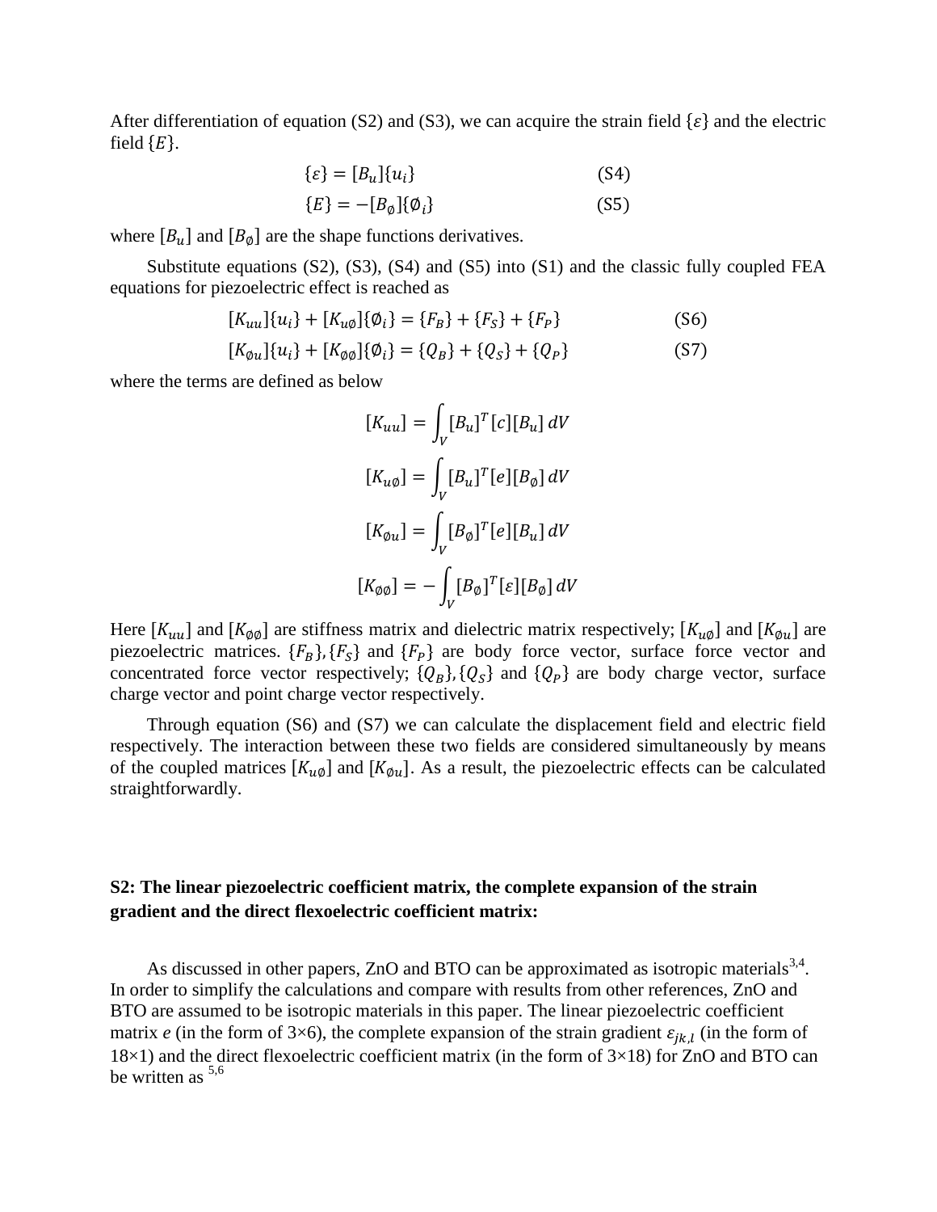After differentiation of equation (S2) and (S3), we can acquire the strain field $\{\varepsilon\}$ and the electric field $\{E\}$.

$$\{\varepsilon\} = [B_u]\{u_i\} \qquad \text{(S4)}$$

$$\{E\} = -[B_\emptyset]\{\emptyset_i\} \qquad \text{(S5)}$$

where $[B_u]$ and $[B_\emptyset]$ are the shape functions derivatives.

Substitute equations (S2), (S3), (S4) and (S5) into (S1) and the classic fully coupled FEA equations for piezoelectric effect is reached as

$$[K_{uu}]\{u_i\} + [K_{u\emptyset}]\{\emptyset_i\} = \{F_B\} + \{F_S\} + \{F_P\} \qquad \text{(S6)}$$

$$[K_{\emptyset u}]\{u_i\} + [K_{\emptyset\emptyset}]\{\emptyset_i\} = \{Q_B\} + \{Q_S\} + \{Q_P\} \qquad \text{(S7)}$$

where the terms are defined as below

$$[K_{uu}] = \int_V [B_u]^T [c][B_u]\, dV$$

$$[K_{u\emptyset}] = \int_V [B_u]^T [e][B_\emptyset]\, dV$$

$$[K_{\emptyset u}] = \int_V [B_\emptyset]^T [e][B_u]\, dV$$

$$[K_{\emptyset\emptyset}] = -\int_V [B_\emptyset]^T [\varepsilon][B_\emptyset]\, dV$$

Here $[K_{uu}]$ and $[K_{\emptyset\emptyset}]$ are stiffness matrix and dielectric matrix respectively; $[K_{u\emptyset}]$ and $[K_{\emptyset u}]$ are piezoelectric matrices. $\{F_B\}, \{F_S\}$ and $\{F_P\}$ are body force vector, surface force vector and concentrated force vector respectively; $\{Q_B\}, \{Q_S\}$ and $\{Q_P\}$ are body charge vector, surface charge vector and point charge vector respectively.

Through equation (S6) and (S7) we can calculate the displacement field and electric field respectively. The interaction between these two fields are considered simultaneously by means of the coupled matrices $[K_{u\emptyset}]$ and $[K_{\emptyset u}]$. As a result, the piezoelectric effects can be calculated straightforwardly.

## S2: The linear piezoelectric coefficient matrix, the complete expansion of the strain gradient and the direct flexoelectric coefficient matrix:

As discussed in other papers, ZnO and BTO can be approximated as isotropic materials[3,4]. In order to simplify the calculations and compare with results from other references, ZnO and BTO are assumed to be isotropic materials in this paper. The linear piezoelectric coefficient matrix *e* (in the form of 3×6), the complete expansion of the strain gradient $\varepsilon_{jk,l}$ (in the form of 18×1) and the direct flexoelectric coefficient matrix (in the form of 3×18) for ZnO and BTO can be written as [5,6]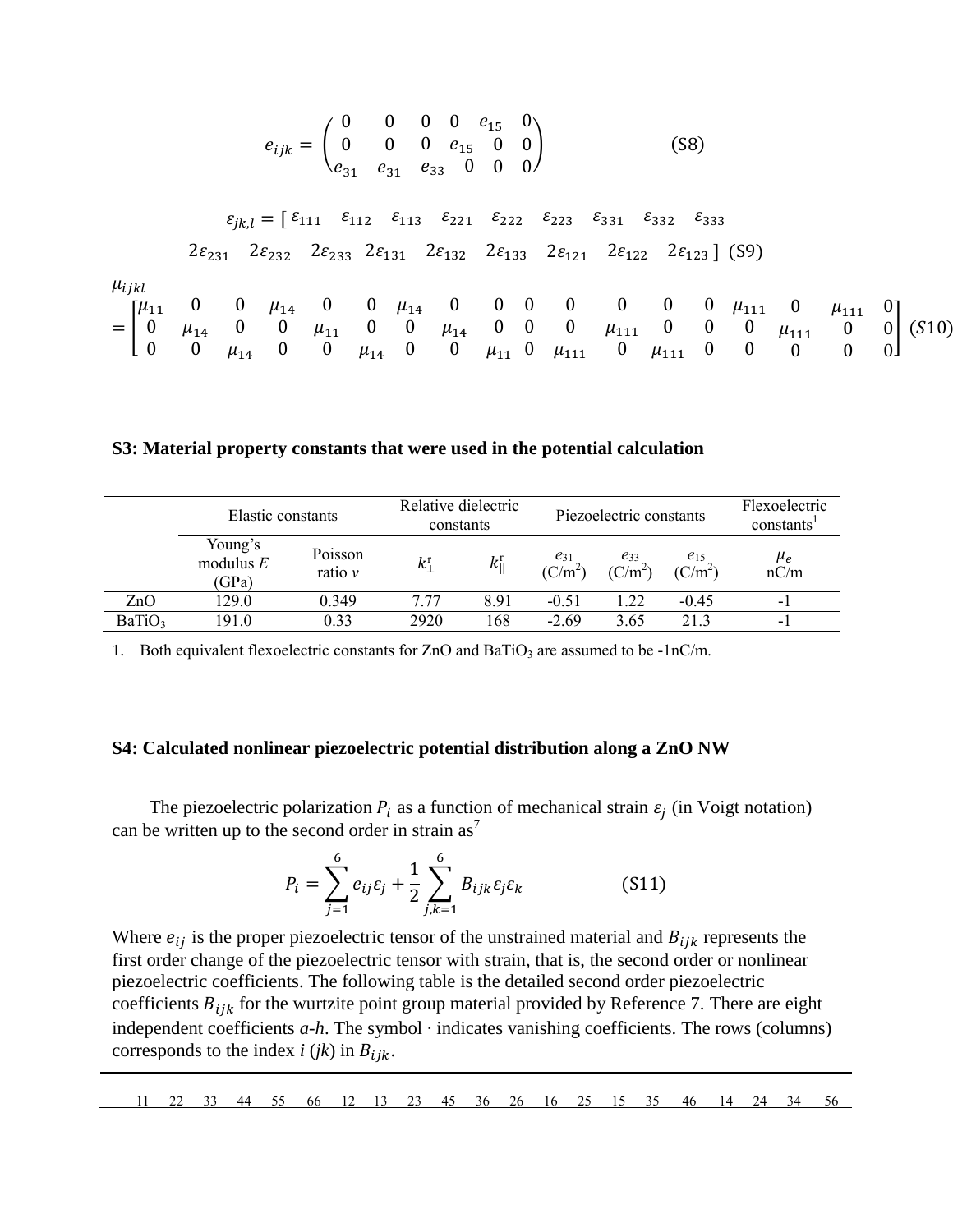$$e_{ijk} = \begin{pmatrix} 0 & 0 & 0 & 0 & e_{15} & 0 \\ 0 & 0 & 0 & e_{15} & 0 & 0 \\ e_{31} & e_{31} & e_{33} & 0 & 0 & 0 \end{pmatrix} \qquad \text{(S8)}$$

$$\varepsilon_{jk,l} = [\, \varepsilon_{111} \quad \varepsilon_{112} \quad \varepsilon_{113} \quad \varepsilon_{221} \quad \varepsilon_{222} \quad \varepsilon_{223} \quad \varepsilon_{331} \quad \varepsilon_{332} \quad \varepsilon_{333} \quad 2\varepsilon_{231} \quad 2\varepsilon_{232} \quad 2\varepsilon_{233} \quad 2\varepsilon_{131} \quad 2\varepsilon_{132} \quad 2\varepsilon_{133} \quad 2\varepsilon_{121} \quad 2\varepsilon_{122} \quad 2\varepsilon_{123} \,] \qquad \text{(S9)}$$

$$\mu_{ijkl} = \begin{bmatrix} \mu_{11} & 0 & 0 & \mu_{14} & 0 & 0 & \mu_{14} & 0 & 0 & 0 & 0 & 0 & 0 & 0 & \mu_{111} & 0 & \mu_{111} & 0 \\ 0 & \mu_{14} & 0 & 0 & \mu_{11} & 0 & 0 & \mu_{14} & 0 & 0 & 0 & \mu_{111} & 0 & 0 & 0 & \mu_{111} & 0 & 0 \\ 0 & 0 & \mu_{14} & 0 & 0 & \mu_{14} & 0 & 0 & \mu_{11} & 0 & \mu_{111} & 0 & \mu_{111} & 0 & 0 & 0 & 0 & 0 \end{bmatrix} \qquad (S10)$$

## S3: Material property constants that were used in the potential calculation

| | Elastic constants | | Relative dielectric constants | | Piezoelectric constants | | | Flexoelectric constants[1] |
|---|---|---|---|---|---|---|---|---|
| | Young's modulus $E$ (GPa) | Poisson ratio $v$ | $k_{\perp}^{r}$ | $k_{\parallel}^{r}$ | $e_{31}$ ($C/m^2$) | $e_{33}$ ($C/m^2$) | $e_{15}$ ($C/m^2$) | $\mu_e$ nC/m |
| ZnO | 129.0 | 0.349 | 7.77 | 8.91 | -0.51 | 1.22 | -0.45 | -1 |
| $BaTiO_3$ | 191.0 | 0.33 | 2920 | 168 | -2.69 | 3.65 | 21.3 | -1 |

1. Both equivalent flexoelectric constants for ZnO and $BaTiO_3$ are assumed to be -1nC/m.

## S4: Calculated nonlinear piezoelectric potential distribution along a ZnO NW

The piezoelectric polarization $P_i$ as a function of mechanical strain $\varepsilon_j$ (in Voigt notation) can be written up to the second order in strain as[7]

$$P_i = \sum_{j=1}^{6} e_{ij}\varepsilon_j + \frac{1}{2}\sum_{j,k=1}^{6} B_{ijk}\varepsilon_j\varepsilon_k \qquad \text{(S11)}$$

Where $e_{ij}$ is the proper piezoelectric tensor of the unstrained material and $B_{ijk}$ represents the first order change of the piezoelectric tensor with strain, that is, the second order or nonlinear piezoelectric coefficients. The following table is the detailed second order piezoelectric coefficients $B_{ijk}$ for the wurtzite point group material provided by Reference 7. There are eight independent coefficients *a*-*h*. The symbol · indicates vanishing coefficients. The rows (columns) corresponds to the index *i* (*jk*) in $B_{ijk}$.

| 11 | 22 | 33 | 44 | 55 | 66 | 12 | 13 | 23 | 45 | 36 | 26 | 16 | 25 | 15 | 35 | 46 | 14 | 24 | 34 | 56 |
|---|---|---|---|---|---|---|---|---|---|---|---|---|---|---|---|---|---|---|---|---|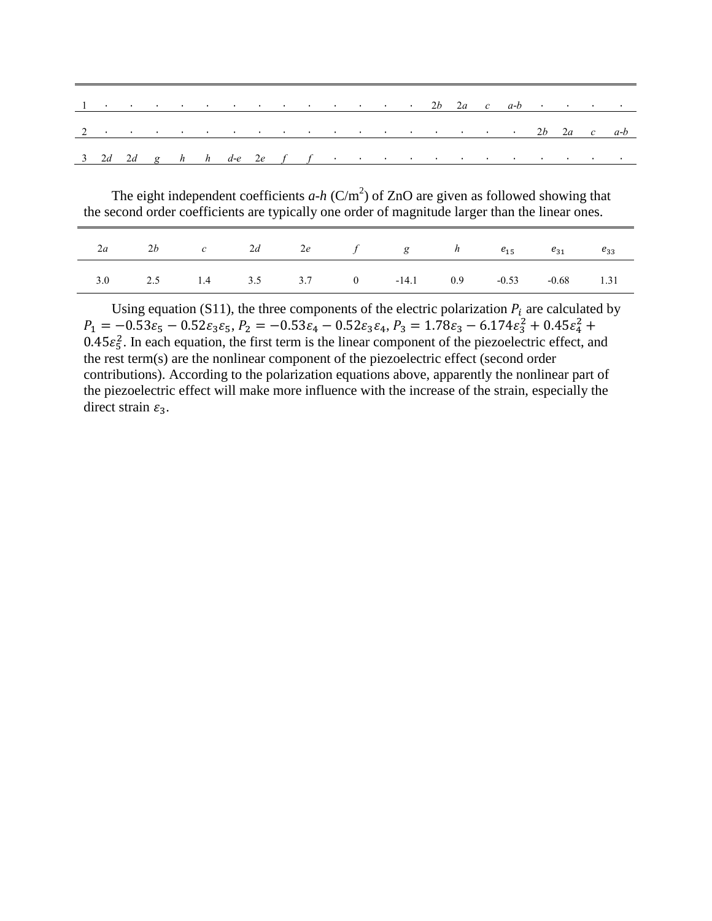| | | | | | | | | | | | | | | | | | | | | | |
|---|---|---|---|---|---|---|---|---|---|---|---|---|---|---|---|---|---|---|---|---|---|
| 1 | · | · | · | · | · | · | · | · | · | · | · | · | · | $2b$ | $2a$ | $c$ | $a$-$b$ | · | · | · | · |
| 2 | · | · | · | · | · | · | · | · | · | · | · | · | · | · | · | · | · | $2b$ | $2a$ | $c$ | $a$-$b$ |
| 3 | $2d$ | $2d$ | $g$ | $h$ | $h$ | $d$-$e$ | $2e$ | $f$ | $f$ | · | · | · | · | · | · | · | · | · | · | · | · |

The eight independent coefficients *a*-*h* ($C/m^2$) of ZnO are given as followed showing that the second order coefficients are typically one order of magnitude larger than the linear ones.

| $2a$ | $2b$ | $c$ | $2d$ | $2e$ | $f$ | $g$ | $h$ | $e_{15}$ | $e_{31}$ | $e_{33}$ |
|---|---|---|---|---|---|---|---|---|---|---|
| 3.0 | 2.5 | 1.4 | 3.5 | 3.7 | 0 | -14.1 | 0.9 | -0.53 | -0.68 | 1.31 |

Using equation (S11), the three components of the electric polarization $P_i$ are calculated by $P_1 = -0.53\varepsilon_5 - 0.52\varepsilon_3\varepsilon_5$, $P_2 = -0.53\varepsilon_4 - 0.52\varepsilon_3\varepsilon_4$, $P_3 = 1.78\varepsilon_3 - 6.174\varepsilon_3^2 + 0.45\varepsilon_4^2 + 0.45\varepsilon_5^2$. In each equation, the first term is the linear component of the piezoelectric effect, and the rest term(s) are the nonlinear component of the piezoelectric effect (second order contributions). According to the polarization equations above, apparently the nonlinear part of the piezoelectric effect will make more influence with the increase of the strain, especially the direct strain $\varepsilon_3$.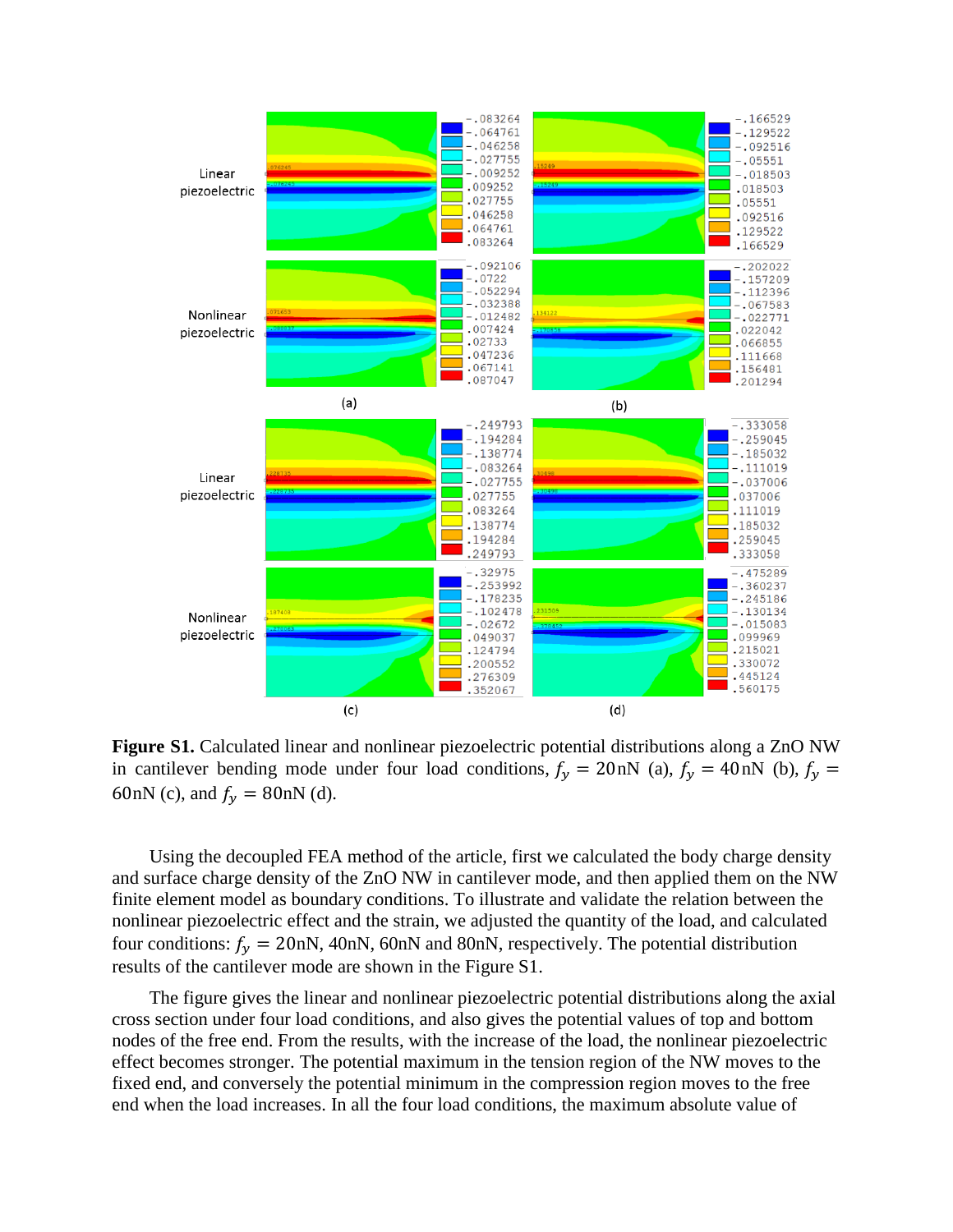**Figure S1.** Calculated linear and nonlinear piezoelectric potential distributions along a ZnO NW in cantilever bending mode under four load conditions, $f_y = 20\text{nN}$ (a), $f_y = 40\text{nN}$ (b), $f_y = 60\text{nN}$ (c), and $f_y = 80\text{nN}$ (d).

Using the decoupled FEA method of the article, first we calculated the body charge density and surface charge density of the ZnO NW in cantilever mode, and then applied them on the NW finite element model as boundary conditions. To illustrate and validate the relation between the nonlinear piezoelectric effect and the strain, we adjusted the quantity of the load, and calculated four conditions: $f_y = 20\text{nN}$, 40nN, 60nN and 80nN, respectively. The potential distribution results of the cantilever mode are shown in the Figure S1.

The figure gives the linear and nonlinear piezoelectric potential distributions along the axial cross section under four load conditions, and also gives the potential values of top and bottom nodes of the free end. From the results, with the increase of the load, the nonlinear piezoelectric effect becomes stronger. The potential maximum in the tension region of the NW moves to the fixed end, and conversely the potential minimum in the compression region moves to the free end when the load increases. In all the four load conditions, the maximum absolute value of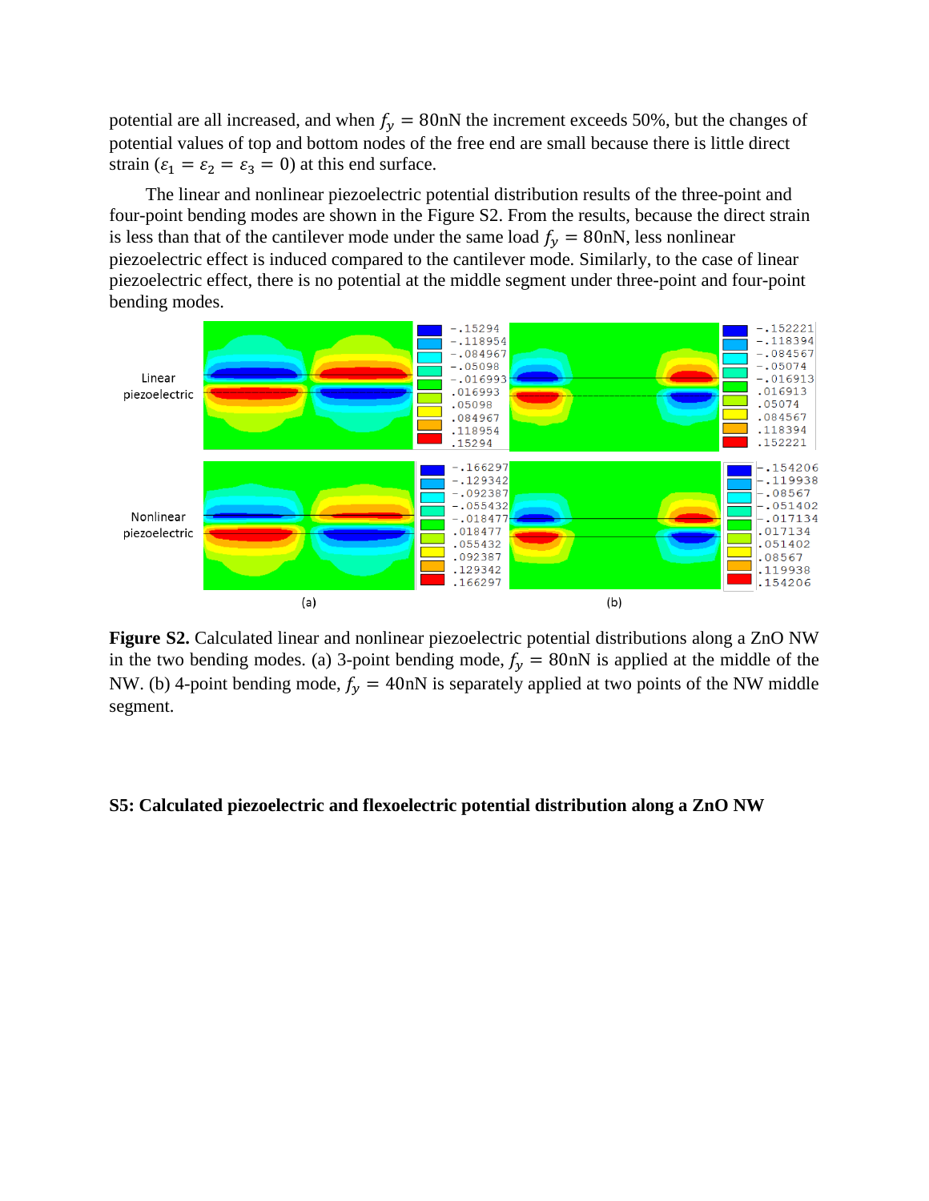potential are all increased, and when $f_y = 80\text{nN}$ the increment exceeds 50%, but the changes of potential values of top and bottom nodes of the free end are small because there is little direct strain ($\varepsilon_1 = \varepsilon_2 = \varepsilon_3 = 0$) at this end surface.

The linear and nonlinear piezoelectric potential distribution results of the three-point and four-point bending modes are shown in the Figure S2. From the results, because the direct strain is less than that of the cantilever mode under the same load $f_y = 80\text{nN}$, less nonlinear piezoelectric effect is induced compared to the cantilever mode. Similarly, to the case of linear piezoelectric effect, there is no potential at the middle segment under three-point and four-point bending modes.

**Figure S2.** Calculated linear and nonlinear piezoelectric potential distributions along a ZnO NW in the two bending modes. (a) 3-point bending mode, $f_y = 80\text{nN}$ is applied at the middle of the NW. (b) 4-point bending mode, $f_y = 40\text{nN}$ is separately applied at two points of the NW middle segment.

**S5: Calculated piezoelectric and flexoelectric potential distribution along a ZnO NW**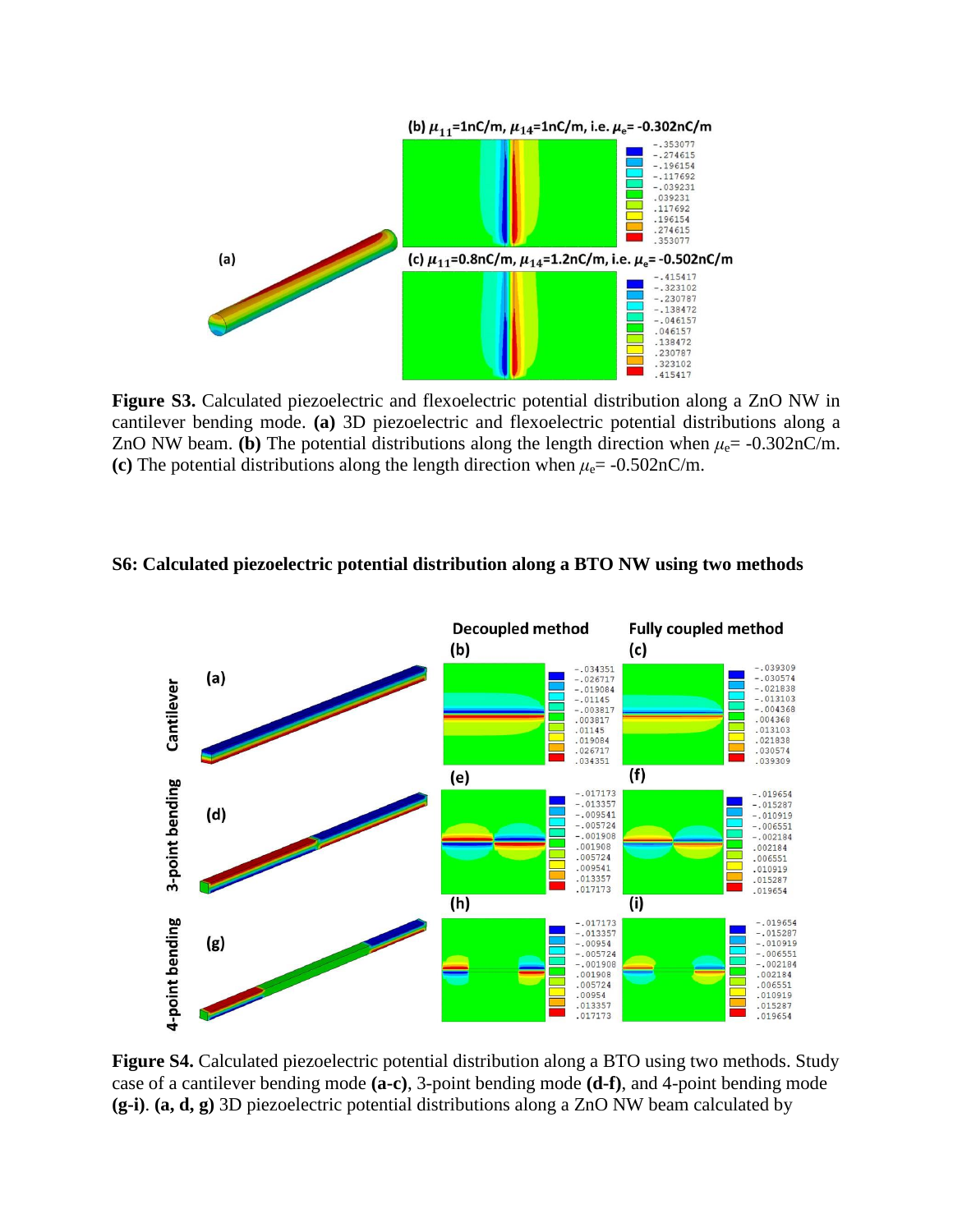**Figure S3.** Calculated piezoelectric and flexoelectric potential distribution along a ZnO NW in cantilever bending mode. **(a)** 3D piezoelectric and flexoelectric potential distributions along a ZnO NW beam. **(b)** The potential distributions along the length direction when $\mu_e$= -0.302nC/m. **(c)** The potential distributions along the length direction when $\mu_e$= -0.502nC/m.

### S6: Calculated piezoelectric potential distribution along a BTO NW using two methods

**Figure S4.** Calculated piezoelectric potential distribution along a BTO using two methods. Study case of a cantilever bending mode **(a-c)**, 3-point bending mode **(d-f)**, and 4-point bending mode **(g-i)**. **(a, d, g)** 3D piezoelectric potential distributions along a ZnO NW beam calculated by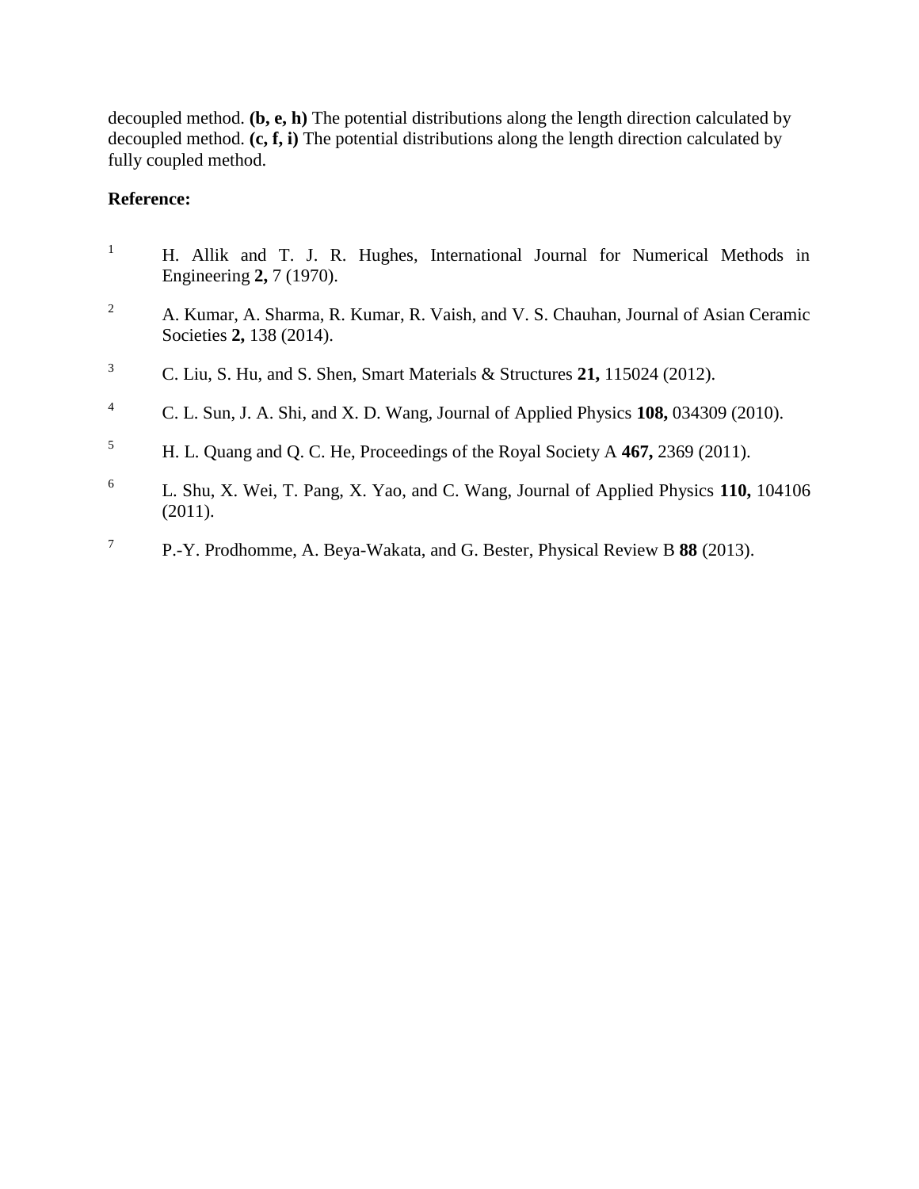decoupled method. **(b, e, h)** The potential distributions along the length direction calculated by decoupled method. **(c, f, i)** The potential distributions along the length direction calculated by fully coupled method.

**Reference:**

1. H. Allik and T. J. R. Hughes, International Journal for Numerical Methods in Engineering **2,** 7 (1970).
2. A. Kumar, A. Sharma, R. Kumar, R. Vaish, and V. S. Chauhan, Journal of Asian Ceramic Societies **2,** 138 (2014).
3. C. Liu, S. Hu, and S. Shen, Smart Materials & Structures **21,** 115024 (2012).
4. C. L. Sun, J. A. Shi, and X. D. Wang, Journal of Applied Physics **108,** 034309 (2010).
5. H. L. Quang and Q. C. He, Proceedings of the Royal Society A **467,** 2369 (2011).
6. L. Shu, X. Wei, T. Pang, X. Yao, and C. Wang, Journal of Applied Physics **110,** 104106 (2011).
7. P.-Y. Prodhomme, A. Beya-Wakata, and G. Bester, Physical Review B **88** (2013).